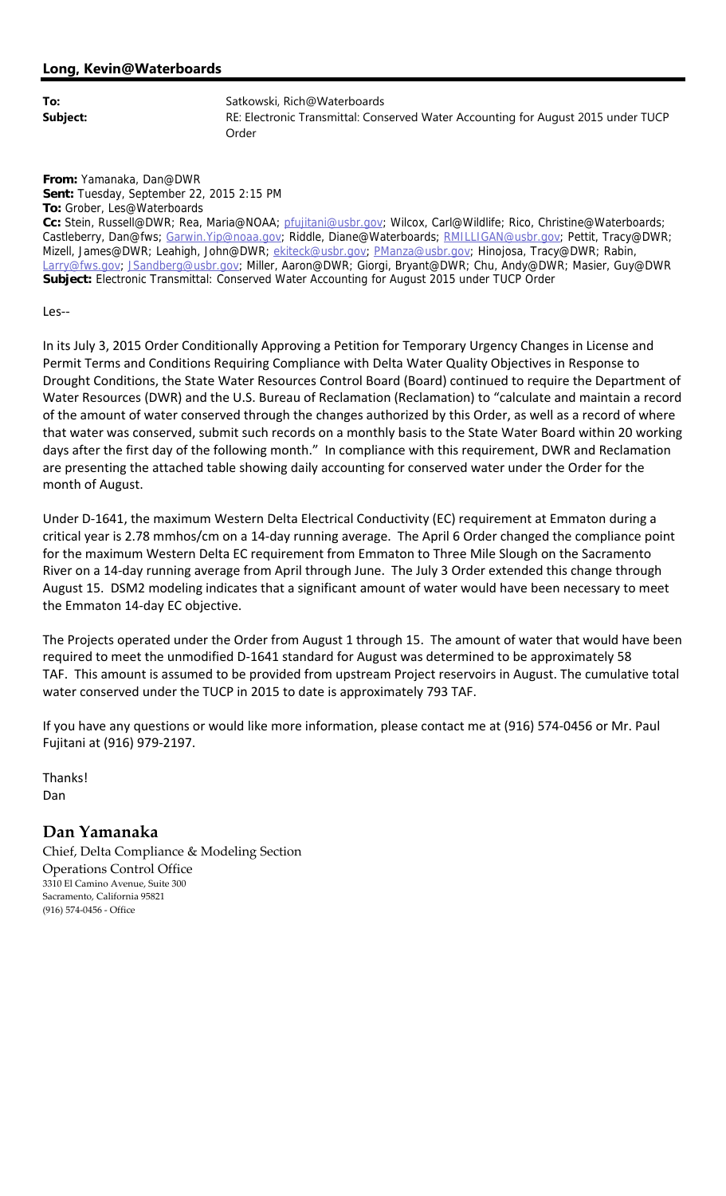**Long, Kevin@Waterboards**

**To:** Satkowski, Rich@Waterboards
**Subject:** RE: Electronic Transmittal: Conserved Water Accounting for August 2015 under TUCP Order

**From:** Yamanaka, Dan@DWR
**Sent:** Tuesday, September 22, 2015 2:15 PM
**To:** Grober, Les@Waterboards
**Cc:** Stein, Russell@DWR; Rea, Maria@NOAA; pfujitani@usbr.gov; Wilcox, Carl@Wildlife; Rico, Christine@Waterboards; Castleberry, Dan@fws; Garwin.Yip@noaa.gov; Riddle, Diane@Waterboards; RMILLIGAN@usbr.gov; Pettit, Tracy@DWR; Mizell, James@DWR; Leahigh, John@DWR; ekiteck@usbr.gov; PManza@usbr.gov; Hinojosa, Tracy@DWR; Rabin, Larry@fws.gov; JSandberg@usbr.gov; Miller, Aaron@DWR; Giorgi, Bryant@DWR; Chu, Andy@DWR; Masier, Guy@DWR
**Subject:** Electronic Transmittal: Conserved Water Accounting for August 2015 under TUCP Order

Les--

In its July 3, 2015 Order Conditionally Approving a Petition for Temporary Urgency Changes in License and Permit Terms and Conditions Requiring Compliance with Delta Water Quality Objectives in Response to Drought Conditions, the State Water Resources Control Board (Board) continued to require the Department of Water Resources (DWR) and the U.S. Bureau of Reclamation (Reclamation) to "calculate and maintain a record of the amount of water conserved through the changes authorized by this Order, as well as a record of where that water was conserved, submit such records on a monthly basis to the State Water Board within 20 working days after the first day of the following month." In compliance with this requirement, DWR and Reclamation are presenting the attached table showing daily accounting for conserved water under the Order for the month of August.

Under D-1641, the maximum Western Delta Electrical Conductivity (EC) requirement at Emmaton during a critical year is 2.78 mmhos/cm on a 14-day running average. The April 6 Order changed the compliance point for the maximum Western Delta EC requirement from Emmaton to Three Mile Slough on the Sacramento River on a 14-day running average from April through June. The July 3 Order extended this change through August 15. DSM2 modeling indicates that a significant amount of water would have been necessary to meet the Emmaton 14-day EC objective.

The Projects operated under the Order from August 1 through 15. The amount of water that would have been required to meet the unmodified D-1641 standard for August was determined to be approximately 58 TAF. This amount is assumed to be provided from upstream Project reservoirs in August. The cumulative total water conserved under the TUCP in 2015 to date is approximately 793 TAF.

If you have any questions or would like more information, please contact me at (916) 574-0456 or Mr. Paul Fujitani at (916) 979-2197.

Thanks!
Dan

## Dan Yamanaka

Chief, Delta Compliance & Modeling Section
Operations Control Office
3310 El Camino Avenue, Suite 300
Sacramento, California 95821
(916) 574-0456 - Office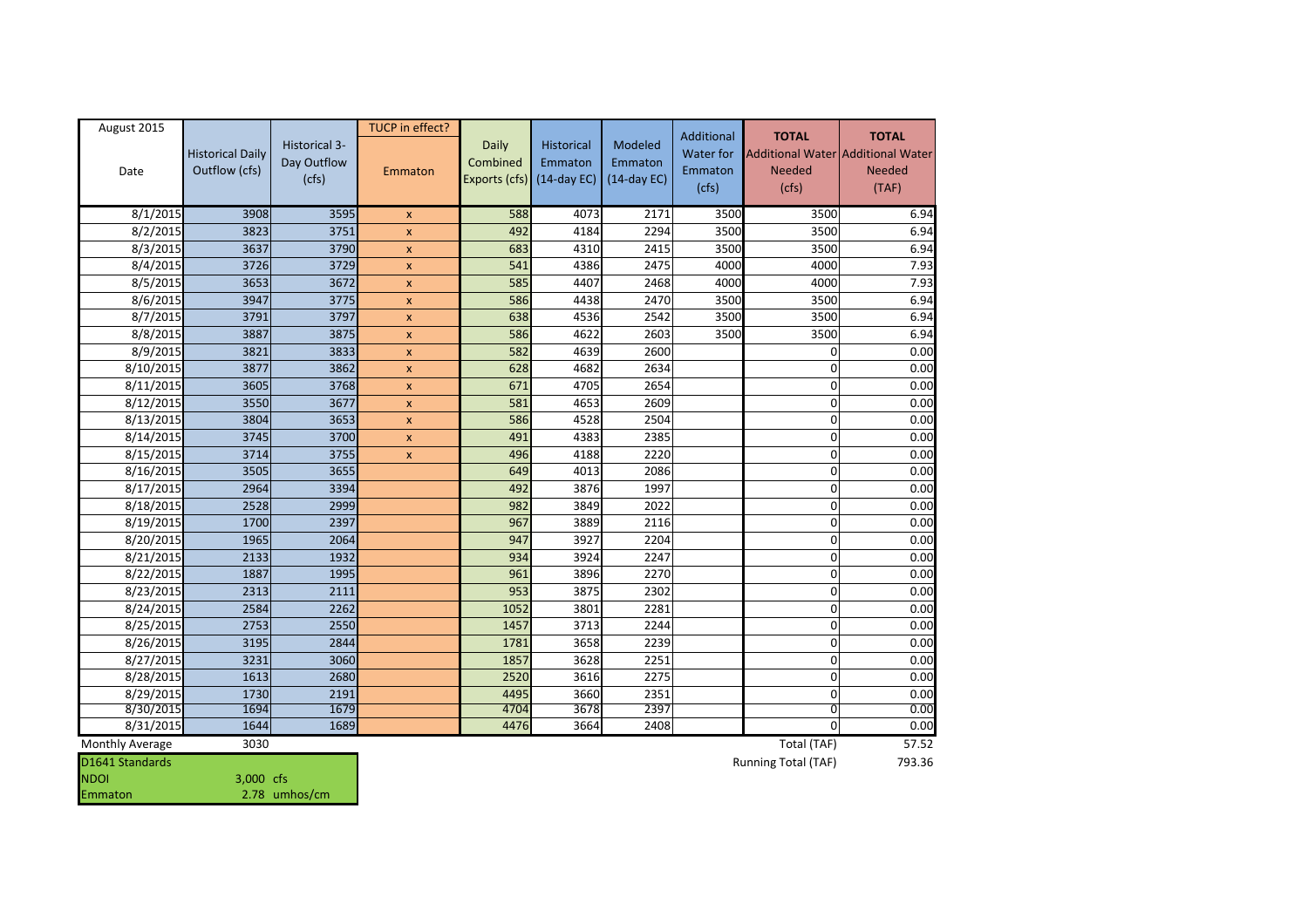| August 2015<br>Date | Historical Daily Outflow (cfs) | Historical 3-Day Outflow (cfs) | TUCP in effect?<br>Emmaton | Daily Combined Exports (cfs) | Historical Emmaton (14-day EC) | Modeled Emmaton (14-day EC) | Additional Water for Emmaton (cfs) | TOTAL Additional Water Needed (cfs) | TOTAL Additional Water Needed (TAF) |
|---|---|---|---|---|---|---|---|---|---|
| 8/1/2015 | 3908 | 3595 | x | 588 | 4073 | 2171 | 3500 | 3500 | 6.94 |
| 8/2/2015 | 3823 | 3751 | x | 492 | 4184 | 2294 | 3500 | 3500 | 6.94 |
| 8/3/2015 | 3637 | 3790 | x | 683 | 4310 | 2415 | 3500 | 3500 | 6.94 |
| 8/4/2015 | 3726 | 3729 | x | 541 | 4386 | 2475 | 4000 | 4000 | 7.93 |
| 8/5/2015 | 3653 | 3672 | x | 585 | 4407 | 2468 | 4000 | 4000 | 7.93 |
| 8/6/2015 | 3947 | 3775 | x | 586 | 4438 | 2470 | 3500 | 3500 | 6.94 |
| 8/7/2015 | 3791 | 3797 | x | 638 | 4536 | 2542 | 3500 | 3500 | 6.94 |
| 8/8/2015 | 3887 | 3875 | x | 586 | 4622 | 2603 | 3500 | 3500 | 6.94 |
| 8/9/2015 | 3821 | 3833 | x | 582 | 4639 | 2600 | | 0 | 0.00 |
| 8/10/2015 | 3877 | 3862 | x | 628 | 4682 | 2634 | | 0 | 0.00 |
| 8/11/2015 | 3605 | 3768 | x | 671 | 4705 | 2654 | | 0 | 0.00 |
| 8/12/2015 | 3550 | 3677 | x | 581 | 4653 | 2609 | | 0 | 0.00 |
| 8/13/2015 | 3804 | 3653 | x | 586 | 4528 | 2504 | | 0 | 0.00 |
| 8/14/2015 | 3745 | 3700 | x | 491 | 4383 | 2385 | | 0 | 0.00 |
| 8/15/2015 | 3714 | 3755 | x | 496 | 4188 | 2220 | | 0 | 0.00 |
| 8/16/2015 | 3505 | 3655 | | 649 | 4013 | 2086 | | 0 | 0.00 |
| 8/17/2015 | 2964 | 3394 | | 492 | 3876 | 1997 | | 0 | 0.00 |
| 8/18/2015 | 2528 | 2999 | | 982 | 3849 | 2022 | | 0 | 0.00 |
| 8/19/2015 | 1700 | 2397 | | 967 | 3889 | 2116 | | 0 | 0.00 |
| 8/20/2015 | 1965 | 2064 | | 947 | 3927 | 2204 | | 0 | 0.00 |
| 8/21/2015 | 2133 | 1932 | | 934 | 3924 | 2247 | | 0 | 0.00 |
| 8/22/2015 | 1887 | 1995 | | 961 | 3896 | 2270 | | 0 | 0.00 |
| 8/23/2015 | 2313 | 2111 | | 953 | 3875 | 2302 | | 0 | 0.00 |
| 8/24/2015 | 2584 | 2262 | | 1052 | 3801 | 2281 | | 0 | 0.00 |
| 8/25/2015 | 2753 | 2550 | | 1457 | 3713 | 2244 | | 0 | 0.00 |
| 8/26/2015 | 3195 | 2844 | | 1781 | 3658 | 2239 | | 0 | 0.00 |
| 8/27/2015 | 3231 | 3060 | | 1857 | 3628 | 2251 | | 0 | 0.00 |
| 8/28/2015 | 1613 | 2680 | | 2520 | 3616 | 2275 | | 0 | 0.00 |
| 8/29/2015 | 1730 | 2191 | | 4495 | 3660 | 2351 | | 0 | 0.00 |
| 8/30/2015 | 1694 | 1679 | | 4704 | 3678 | 2397 | | 0 | 0.00 |
| 8/31/2015 | 1644 | 1689 | | 4476 | 3664 | 2408 | | 0 | 0.00 |
| Monthly Average | 3030 | | | | | | | Total (TAF) | 57.52 |
| | | | | | | | | Running Total (TAF) | 793.36 |

D1641 Standards

NDOI 3,000 cfs

Emmaton 2.78 umhos/cm